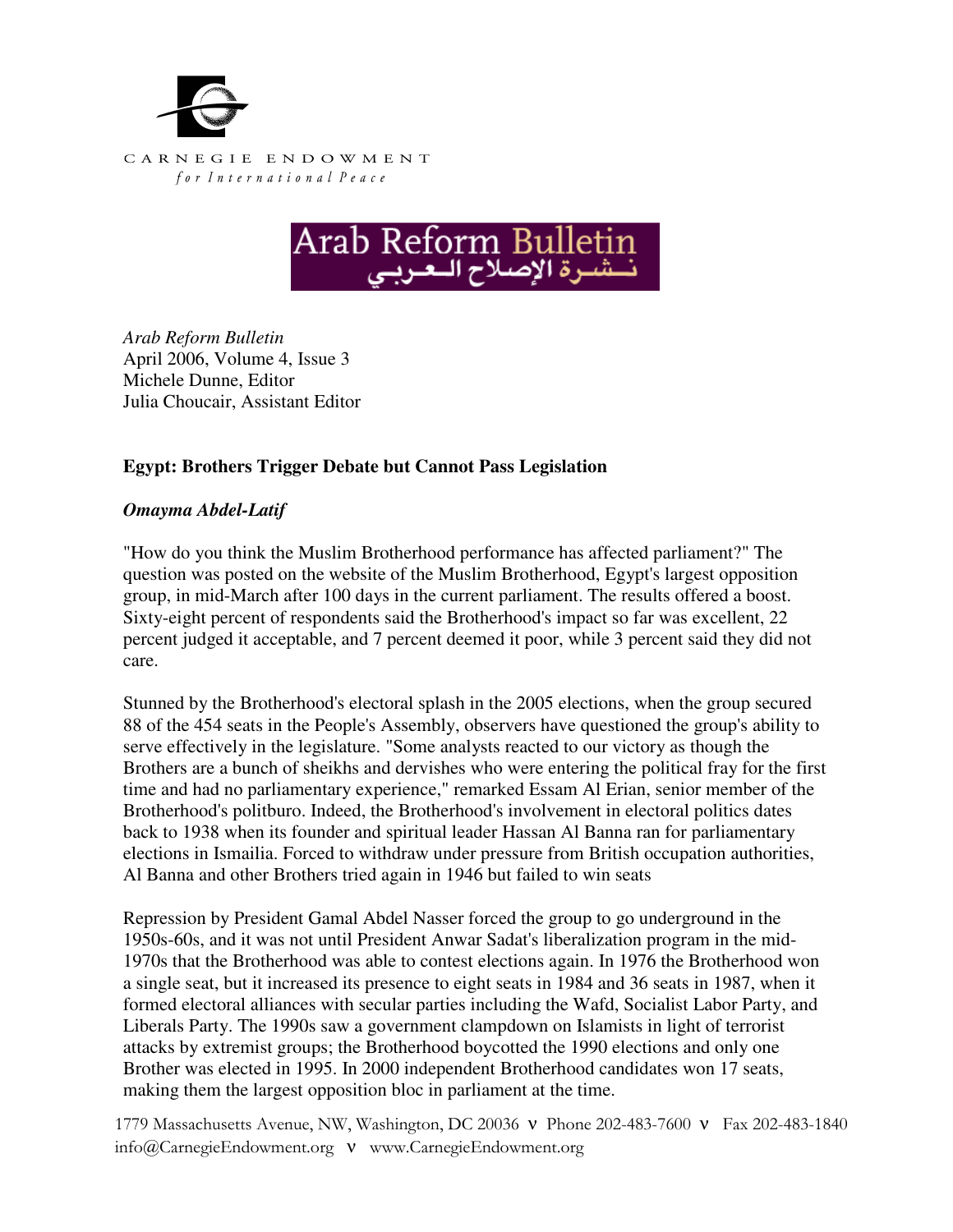CARNEGIE ENDOWMENT
*for International Peace*

Arab Reform Bulletin
نشرة الإصلاح العربي

*Arab Reform Bulletin*
April 2006, Volume 4, Issue 3
Michele Dunne, Editor
Julia Choucair, Assistant Editor

**Egypt: Brothers Trigger Debate but Cannot Pass Legislation**

***Omayma Abdel-Latif***

"How do you think the Muslim Brotherhood performance has affected parliament?" The question was posted on the website of the Muslim Brotherhood, Egypt's largest opposition group, in mid-March after 100 days in the current parliament. The results offered a boost. Sixty-eight percent of respondents said the Brotherhood's impact so far was excellent, 22 percent judged it acceptable, and 7 percent deemed it poor, while 3 percent said they did not care.

Stunned by the Brotherhood's electoral splash in the 2005 elections, when the group secured 88 of the 454 seats in the People's Assembly, observers have questioned the group's ability to serve effectively in the legislature. "Some analysts reacted to our victory as though the Brothers are a bunch of sheikhs and dervishes who were entering the political fray for the first time and had no parliamentary experience," remarked Essam Al Erian, senior member of the Brotherhood's politburo. Indeed, the Brotherhood's involvement in electoral politics dates back to 1938 when its founder and spiritual leader Hassan Al Banna ran for parliamentary elections in Ismailia. Forced to withdraw under pressure from British occupation authorities, Al Banna and other Brothers tried again in 1946 but failed to win seats

Repression by President Gamal Abdel Nasser forced the group to go underground in the 1950s-60s, and it was not until President Anwar Sadat's liberalization program in the mid-1970s that the Brotherhood was able to contest elections again. In 1976 the Brotherhood won a single seat, but it increased its presence to eight seats in 1984 and 36 seats in 1987, when it formed electoral alliances with secular parties including the Wafd, Socialist Labor Party, and Liberals Party. The 1990s saw a government clampdown on Islamists in light of terrorist attacks by extremist groups; the Brotherhood boycotted the 1990 elections and only one Brother was elected in 1995. In 2000 independent Brotherhood candidates won 17 seats, making them the largest opposition bloc in parliament at the time.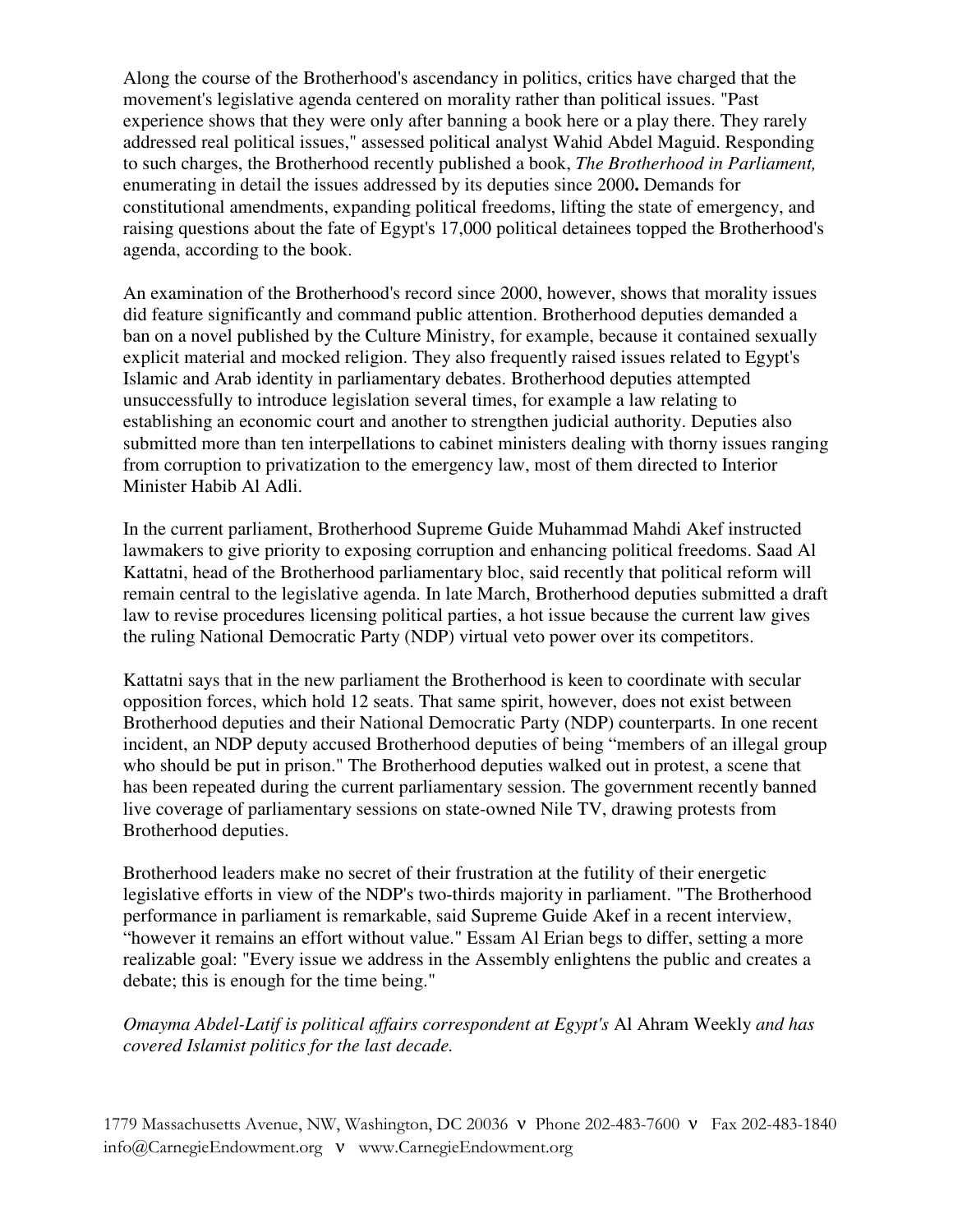Along the course of the Brotherhood's ascendancy in politics, critics have charged that the movement's legislative agenda centered on morality rather than political issues. "Past experience shows that they were only after banning a book here or a play there. They rarely addressed real political issues," assessed political analyst Wahid Abdel Maguid. Responding to such charges, the Brotherhood recently published a book, *The Brotherhood in Parliament,* enumerating in detail the issues addressed by its deputies since 2000**.** Demands for constitutional amendments, expanding political freedoms, lifting the state of emergency, and raising questions about the fate of Egypt's 17,000 political detainees topped the Brotherhood's agenda, according to the book.

An examination of the Brotherhood's record since 2000, however, shows that morality issues did feature significantly and command public attention. Brotherhood deputies demanded a ban on a novel published by the Culture Ministry, for example, because it contained sexually explicit material and mocked religion. They also frequently raised issues related to Egypt's Islamic and Arab identity in parliamentary debates. Brotherhood deputies attempted unsuccessfully to introduce legislation several times, for example a law relating to establishing an economic court and another to strengthen judicial authority. Deputies also submitted more than ten interpellations to cabinet ministers dealing with thorny issues ranging from corruption to privatization to the emergency law, most of them directed to Interior Minister Habib Al Adli.

In the current parliament, Brotherhood Supreme Guide Muhammad Mahdi Akef instructed lawmakers to give priority to exposing corruption and enhancing political freedoms. Saad Al Kattatni, head of the Brotherhood parliamentary bloc, said recently that political reform will remain central to the legislative agenda. In late March, Brotherhood deputies submitted a draft law to revise procedures licensing political parties, a hot issue because the current law gives the ruling National Democratic Party (NDP) virtual veto power over its competitors.

Kattatni says that in the new parliament the Brotherhood is keen to coordinate with secular opposition forces, which hold 12 seats. That same spirit, however, does not exist between Brotherhood deputies and their National Democratic Party (NDP) counterparts. In one recent incident, an NDP deputy accused Brotherhood deputies of being "members of an illegal group who should be put in prison." The Brotherhood deputies walked out in protest, a scene that has been repeated during the current parliamentary session. The government recently banned live coverage of parliamentary sessions on state-owned Nile TV, drawing protests from Brotherhood deputies.

Brotherhood leaders make no secret of their frustration at the futility of their energetic legislative efforts in view of the NDP's two-thirds majority in parliament. "The Brotherhood performance in parliament is remarkable, said Supreme Guide Akef in a recent interview, "however it remains an effort without value." Essam Al Erian begs to differ, setting a more realizable goal: "Every issue we address in the Assembly enlightens the public and creates a debate; this is enough for the time being."

*Omayma Abdel-Latif is political affairs correspondent at Egypt's* Al Ahram Weekly *and has covered Islamist politics for the last decade.*

1779 Massachusetts Avenue, NW, Washington, DC 20036 ∨ Phone 202-483-7600 ∨ Fax 202-483-1840
info@CarnegieEndowment.org ∨ www.CarnegieEndowment.org